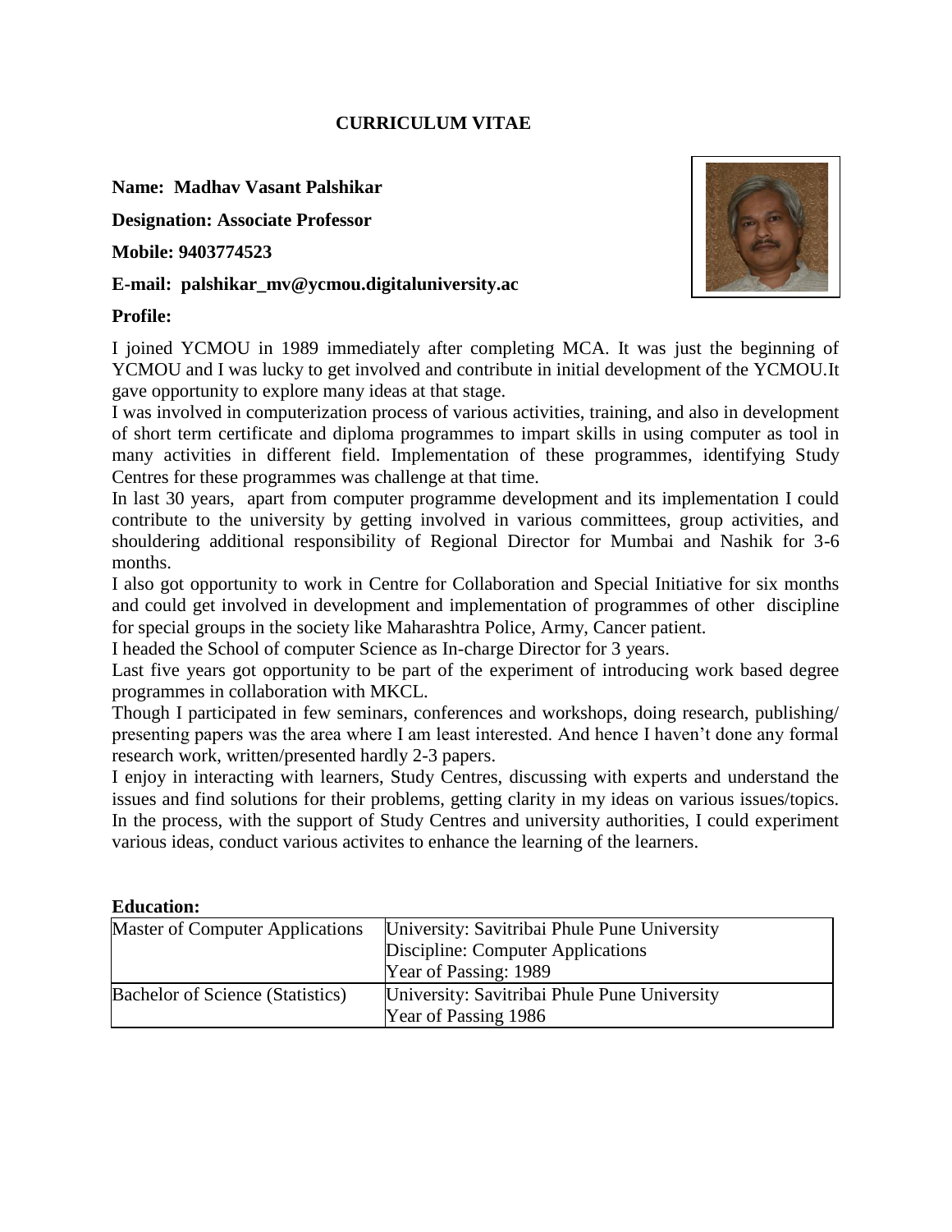# CURRICULUM VITAE

**Name: Madhav Vasant Palshikar**

**Designation: Associate Professor**

**Mobile: 9403774523**

**E-mail: palshikar_mv@ycmou.digitaluniversity.ac**

**Profile:**

I joined YCMOU in 1989 immediately after completing MCA. It was just the beginning of YCMOU and I was lucky to get involved and contribute in initial development of the YCMOU.It gave opportunity to explore many ideas at that stage.

I was involved in computerization process of various activities, training, and also in development of short term certificate and diploma programmes to impart skills in using computer as tool in many activities in different field. Implementation of these programmes, identifying Study Centres for these programmes was challenge at that time.

In last 30 years, apart from computer programme development and its implementation I could contribute to the university by getting involved in various committees, group activities, and shouldering additional responsibility of Regional Director for Mumbai and Nashik for 3-6 months.

I also got opportunity to work in Centre for Collaboration and Special Initiative for six months and could get involved in development and implementation of programmes of other discipline for special groups in the society like Maharashtra Police, Army, Cancer patient.

I headed the School of computer Science as In-charge Director for 3 years.

Last five years got opportunity to be part of the experiment of introducing work based degree programmes in collaboration with MKCL.

Though I participated in few seminars, conferences and workshops, doing research, publishing/ presenting papers was the area where I am least interested. And hence I haven't done any formal research work, written/presented hardly 2-3 papers.

I enjoy in interacting with learners, Study Centres, discussing with experts and understand the issues and find solutions for their problems, getting clarity in my ideas on various issues/topics. In the process, with the support of Study Centres and university authorities, I could experiment various ideas, conduct various activites to enhance the learning of the learners.

**Education:**

| | |
|---|---|
| Master of Computer Applications | University: Savitribai Phule Pune University<br>Discipline: Computer Applications<br>Year of Passing: 1989 |
| Bachelor of Science (Statistics) | University: Savitribai Phule Pune University<br>Year of Passing 1986 |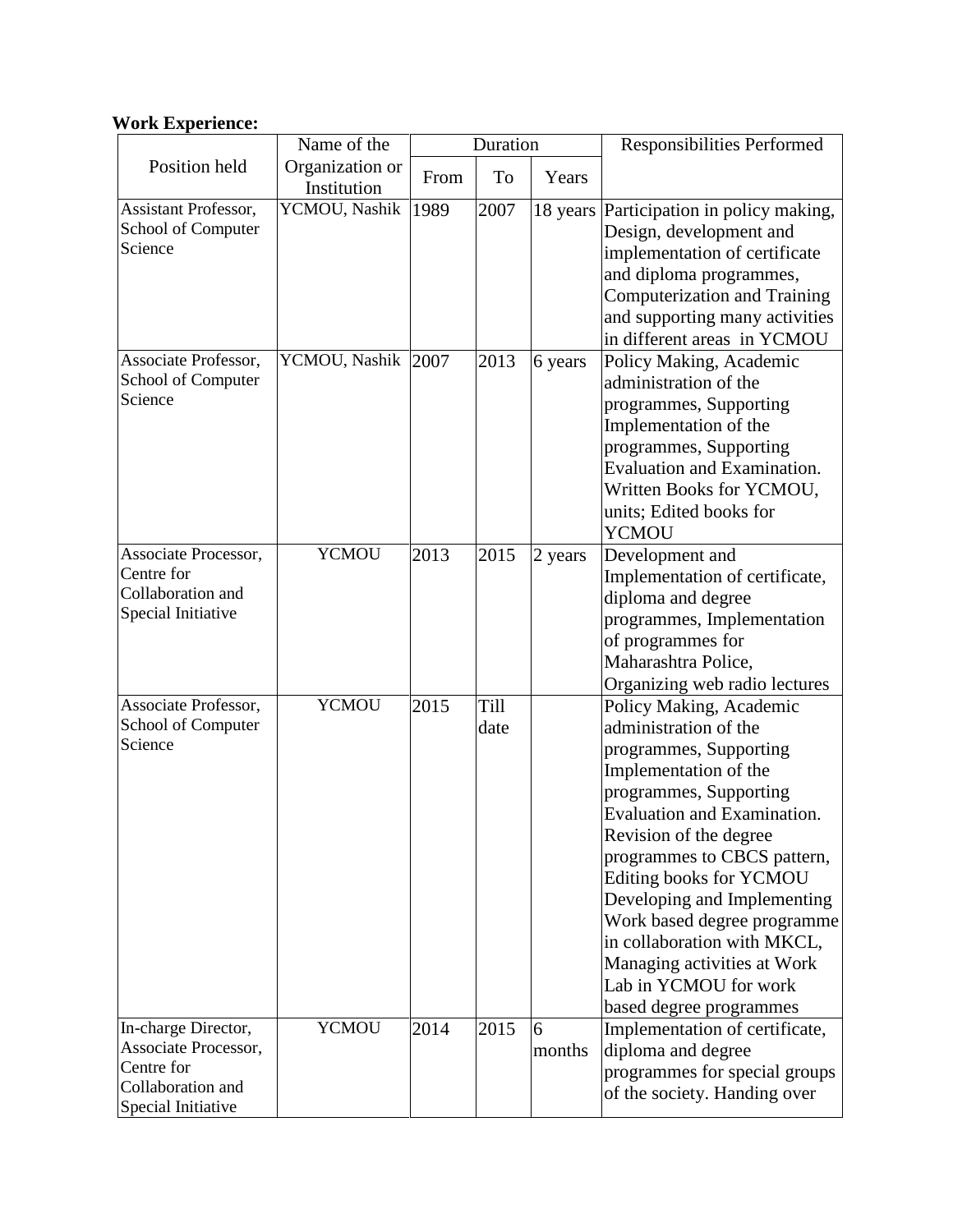**Work Experience:**

| Position held | Name of the Organization or Institution | Duration | | | Responsibilities Performed |
|---|---|---|---|---|---|
| | | From | To | Years | |
| Assistant Professor, School of Computer Science | YCMOU, Nashik | 1989 | 2007 | 18 years | Participation in policy making, Design, development and implementation of certificate and diploma programmes, Computerization and Training and supporting many activities in different areas in YCMOU |
| Associate Professor, School of Computer Science | YCMOU, Nashik | 2007 | 2013 | 6 years | Policy Making, Academic administration of the programmes, Supporting Implementation of the programmes, Supporting Evaluation and Examination. Written Books for YCMOU, units; Edited books for YCMOU |
| Associate Processor, Centre for Collaboration and Special Initiative | YCMOU | 2013 | 2015 | 2 years | Development and Implementation of certificate, diploma and degree programmes, Implementation of programmes for Maharashtra Police, Organizing web radio lectures |
| Associate Professor, School of Computer Science | YCMOU | 2015 | Till date | | Policy Making, Academic administration of the programmes, Supporting Implementation of the programmes, Supporting Evaluation and Examination. Revision of the degree programmes to CBCS pattern, Editing books for YCMOU Developing and Implementing Work based degree programme in collaboration with MKCL, Managing activities at Work Lab in YCMOU for work based degree programmes |
| In-charge Director, Associate Processor, Centre for Collaboration and Special Initiative | YCMOU | 2014 | 2015 | 6 months | Implementation of certificate, diploma and degree programmes for special groups of the society. Handing over |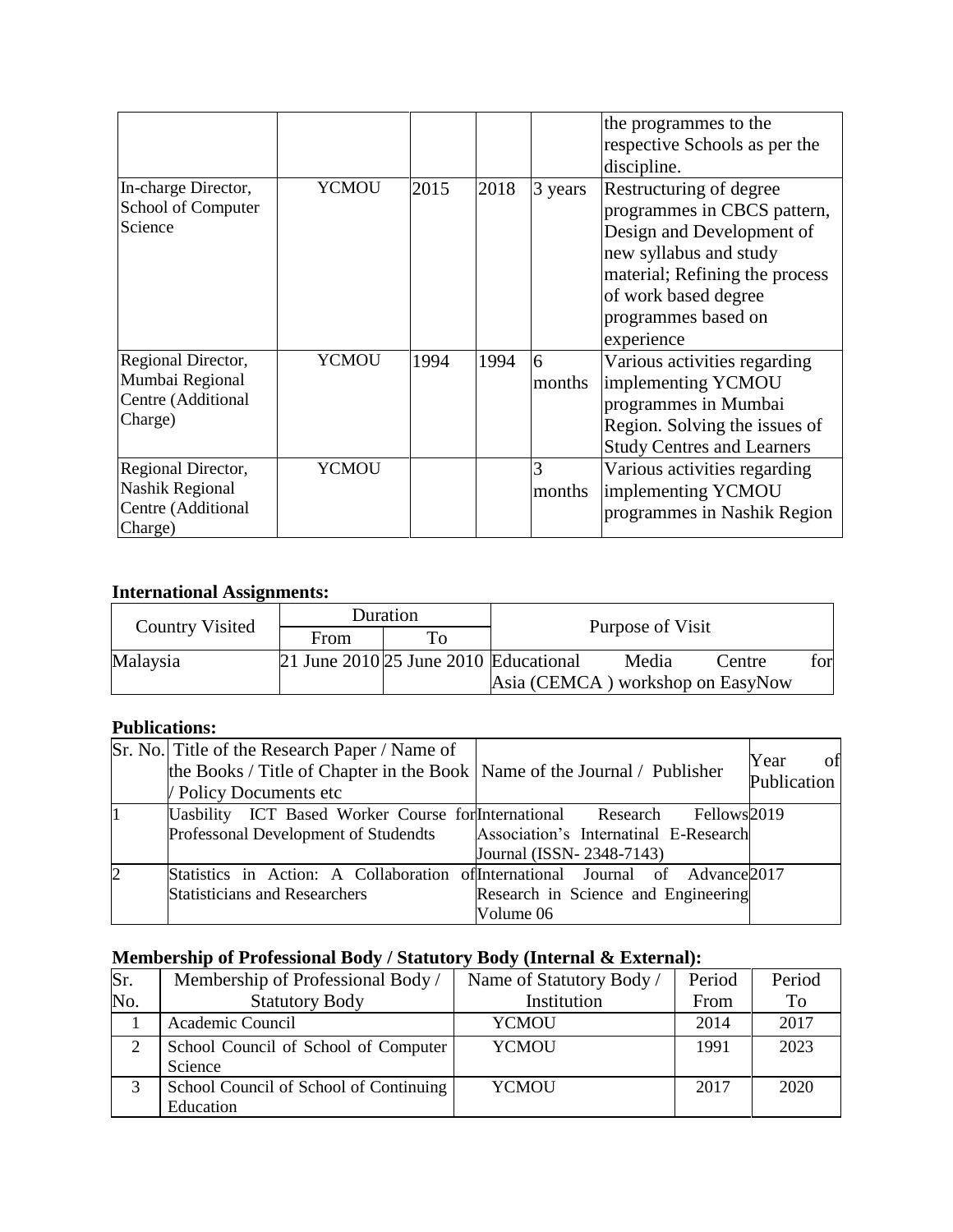| | | | | | the programmes to the respective Schools as per the discipline. |
|---|---|---|---|---|---|
| In-charge Director, School of Computer Science | YCMOU | 2015 | 2018 | 3 years | Restructuring of degree programmes in CBCS pattern, Design and Development of new syllabus and study material; Refining the process of work based degree programmes based on experience |
| Regional Director, Mumbai Regional Centre (Additional Charge) | YCMOU | 1994 | 1994 | 6 months | Various activities regarding implementing YCMOU programmes in Mumbai Region. Solving the issues of Study Centres and Learners |
| Regional Director, Nashik Regional Centre (Additional Charge) | YCMOU | | | 3 months | Various activities regarding implementing YCMOU programmes in Nashik Region |

**International Assignments:**

| Country Visited | Duration | | Purpose of Visit |
|---|---|---|---|
| | From | To | |
| Malaysia | 21 June 2010 | 25 June 2010 | Educational Media Centre for Asia (CEMCA ) workshop on EasyNow |

**Publications:**

| Sr. No. | Title of the Research Paper / Name of the Books / Title of Chapter in the Book / Policy Documents etc | Name of the Journal / Publisher | Year of Publication |
|---|---|---|---|
| 1 | Uasbility ICT Based Worker Course for Professonal Development of Studendts | International Research Fellows Association's Internatinal E-Research Journal (ISSN- 2348-7143) | 2019 |
| 2 | Statistics in Action: A Collaboration of Statisticians and Researchers | International Journal of Advance Research in Science and Engineering Volume 06 | 2017 |

**Membership of Professional Body / Statutory Body (Internal & External):**

| Sr. No. | Membership of Professional Body / Statutory Body | Name of Statutory Body / Institution | Period From | Period To |
|---|---|---|---|---|
| 1 | Academic Council | YCMOU | 2014 | 2017 |
| 2 | School Council of School of Computer Science | YCMOU | 1991 | 2023 |
| 3 | School Council of School of Continuing Education | YCMOU | 2017 | 2020 |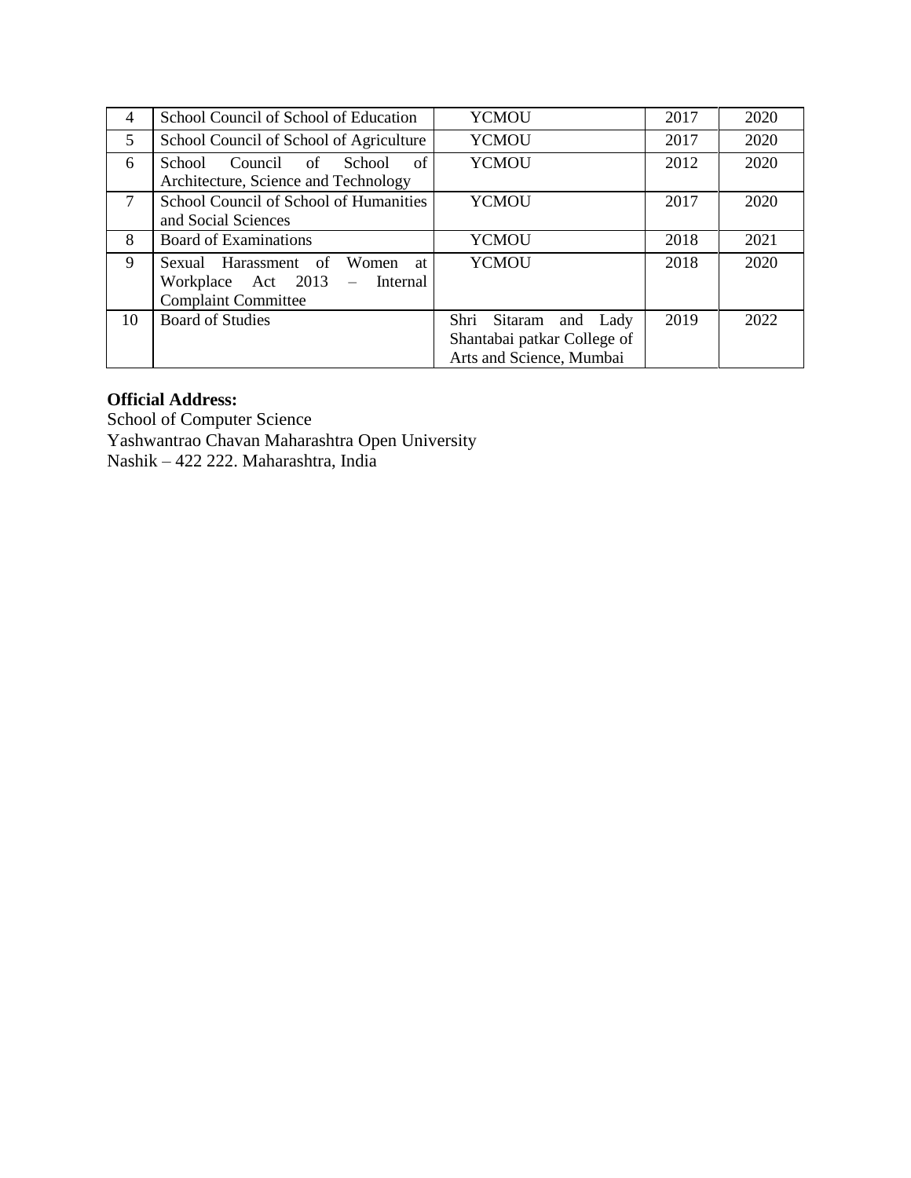| | | | | |
|---|---|---|---|---|
| 4 | School Council of School of Education | YCMOU | 2017 | 2020 |
| 5 | School Council of School of Agriculture | YCMOU | 2017 | 2020 |
| 6 | School Council of School of Architecture, Science and Technology | YCMOU | 2012 | 2020 |
| 7 | School Council of School of Humanities and Social Sciences | YCMOU | 2017 | 2020 |
| 8 | Board of Examinations | YCMOU | 2018 | 2021 |
| 9 | Sexual Harassment of Women at Workplace Act 2013 – Internal Complaint Committee | YCMOU | 2018 | 2020 |
| 10 | Board of Studies | Shri Sitaram and Lady Shantabai patkar College of Arts and Science, Mumbai | 2019 | 2022 |

**Official Address:**
School of Computer Science
Yashwantrao Chavan Maharashtra Open University
Nashik – 422 222. Maharashtra, India